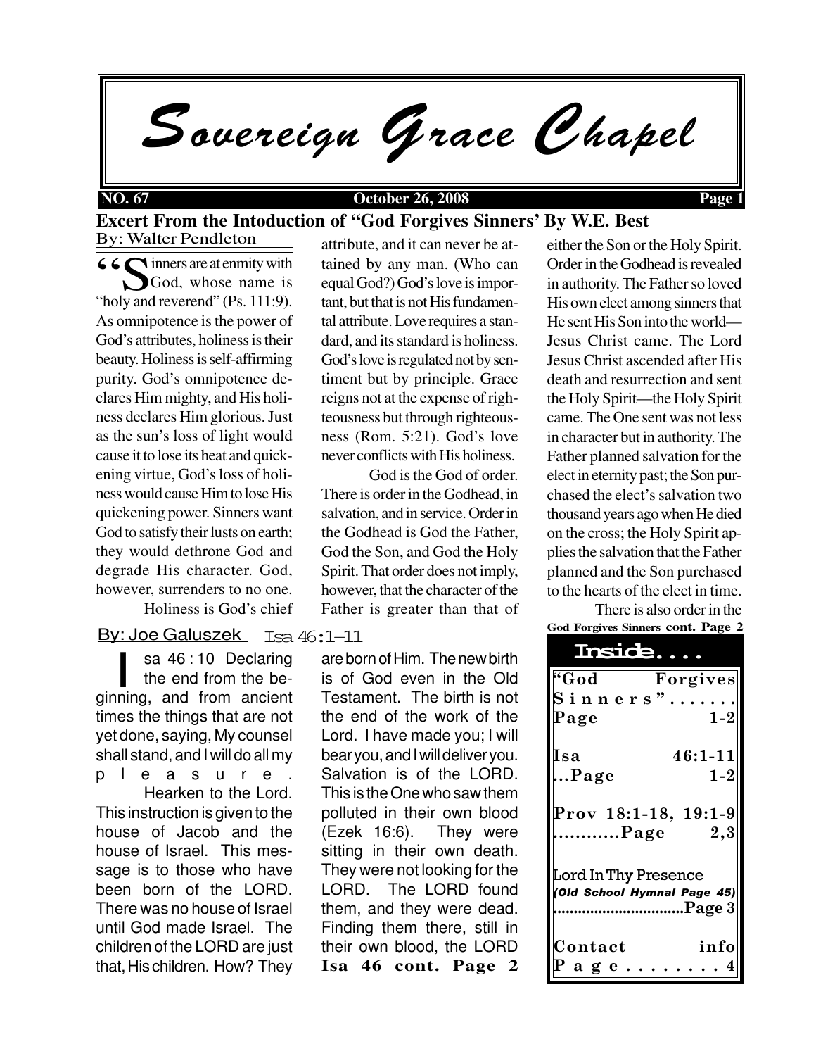# Sovereign Grace Chapel

**NO. 67** **October 26, 2008**

## Excert From the Intoduction of "God Forgives Sinners' By W.E. Best

By: Walter Pendleton

"Sinners are at enmity with God, whose name is "holy and reverend" (Ps. 111:9). As omnipotence is the power of God's attributes, holiness is their beauty. Holiness is self-affirming purity. God's omnipotence declares Him mighty, and His holiness declares Him glorious. Just as the sun's loss of light would cause it to lose its heat and quickening virtue, God's loss of holiness would cause Him to lose His quickening power. Sinners want God to satisfy their lusts on earth; they would dethrone God and degrade His character. God, however, surrenders to no one.

Holiness is God's chief attribute, and it can never be attained by any man. (Who can equal God?) God's love is important, but that is not His fundamental attribute. Love requires a standard, and its standard is holiness. God's love is regulated not by sentiment but by principle. Grace reigns not at the expense of righteousness but through righteousness (Rom. 5:21). God's love never conflicts with His holiness.

God is the God of order. There is order in the Godhead, in salvation, and in service. Order in the Godhead is God the Father, God the Son, and God the Holy Spirit. That order does not imply, however, that the character of the Father is greater than that of either the Son or the Holy Spirit. Order in the Godhead is revealed in authority. The Father so loved His own elect among sinners that He sent His Son into the world—Jesus Christ came. The Lord Jesus Christ ascended after His death and resurrection and sent the Holy Spirit—the Holy Spirit came. The One sent was not less in character but in authority. The Father planned salvation for the elect in eternity past; the Son purchased the elect's salvation two thousand years ago when He died on the cross; the Holy Spirit applies the salvation that the Father planned and the Son purchased to the hearts of the elect in time.

There is also order in the

**God Forgives Sinners cont. Page 2**

## Isa 46:1–11

By: Joe Galuszek

Isa 46 : 10 Declaring the end from the beginning, and from ancient times the things that are not yet done, saying, My counsel shall stand, and I will do all my pleasure.

Hearken to the Lord. This instruction is given to the house of Jacob and the house of Israel. This message is to those who have been born of the LORD. There was no house of Israel until God made Israel. The children of the LORD are just that, His children. How? They are born of Him. The new birth is of God even in the Old Testament. The birth is not the end of the work of the Lord. I have made you; I will bear you, and I will deliver you. Salvation is of the LORD. This is the One who saw them polluted in their own blood (Ezek 16:6). They were sitting in their own death. They were not looking for the LORD. The LORD found them, and they were dead. Finding them there, still in their own blood, the LORD

**Isa 46 cont. Page 2**

## Inside....

| | |
|---|---|
| "God Forgives Sinners"....... Page | 1-2 |
| Isa 46:1-11 ...Page | 1-2 |
| Prov 18:1-18, 19:1-9 ............Page | 2,3 |
| Lord In Thy Presence *(Old School Hymnal Page 45)* ................................Page | 3 |
| Contact info Page........ | 4 |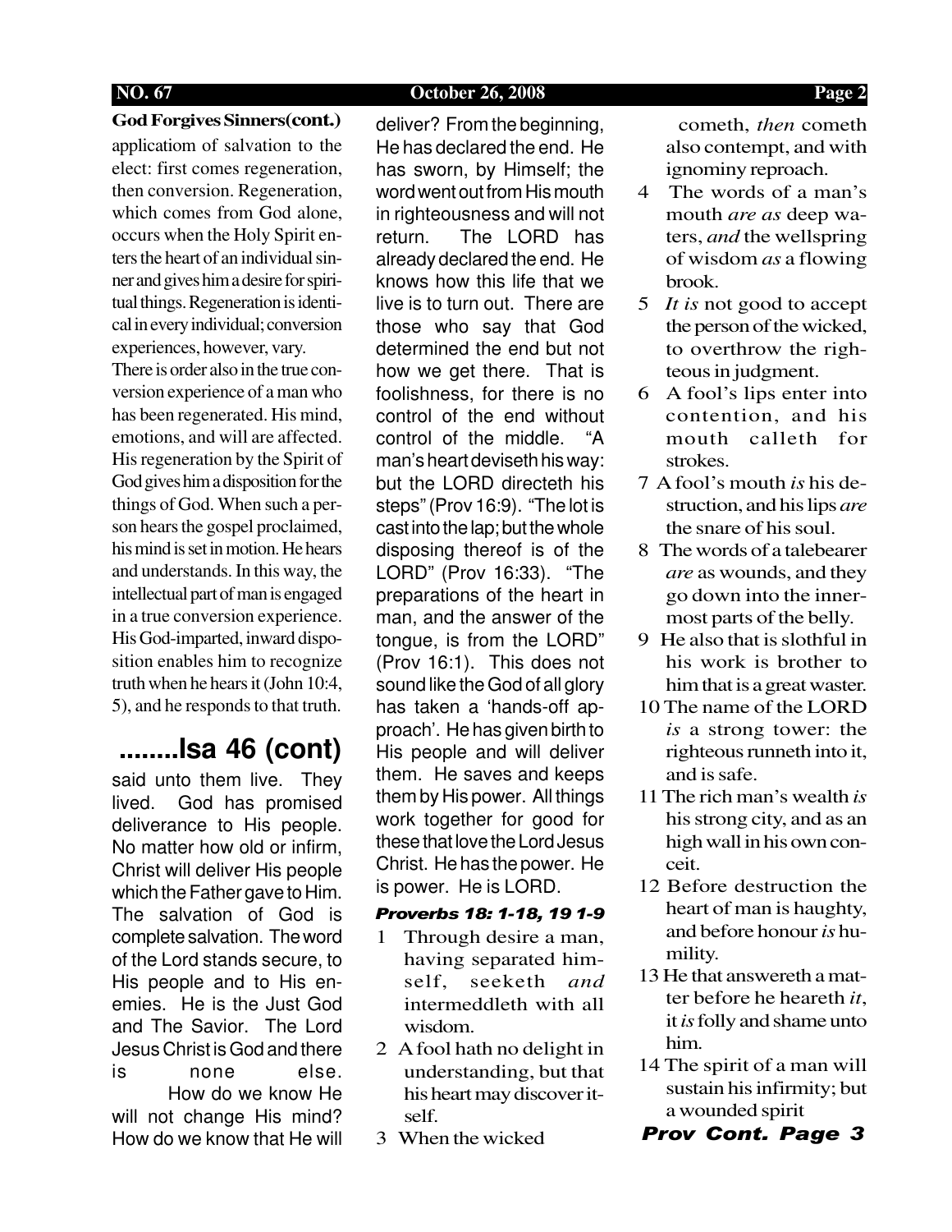**God Forgives Sinners(cont.)**

applicatiom of salvation to the elect: first comes regeneration, then conversion. Regeneration, which comes from God alone, occurs when the Holy Spirit enters the heart of an individual sinner and gives him a desire for spiritual things. Regeneration is identical in every individual; conversion experiences, however, vary.

There is order also in the true conversion experience of a man who has been regenerated. His mind, emotions, and will are affected. His regeneration by the Spirit of God gives him a disposition for the things of God. When such a person hears the gospel proclaimed, his mind is set in motion. He hears and understands. In this way, the intellectual part of man is engaged in a true conversion experience. His God-imparted, inward disposition enables him to recognize truth when he hears it (John 10:4, 5), and he responds to that truth.

## ........Isa 46 (cont)

said unto them live. They lived. God has promised deliverance to His people. No matter how old or infirm, Christ will deliver His people which the Father gave to Him. The salvation of God is complete salvation. The word of the Lord stands secure, to His people and to His enemies. He is the Just God and The Savior. The Lord Jesus Christ is God and there is none else.

How do we know He will not change His mind? How do we know that He will deliver? From the beginning, He has declared the end. He has sworn, by Himself; the word went out from His mouth in righteousness and will not return. The LORD has already declared the end. He knows how this life that we live is to turn out. There are those who say that God determined the end but not how we get there. That is foolishness, for there is no control of the end without control of the middle. "A man's heart deviseth his way: but the LORD directeth his steps" (Prov 16:9). "The lot is cast into the lap; but the whole disposing thereof is of the LORD" (Prov 16:33). "The preparations of the heart in man, and the answer of the tongue, is from the LORD" (Prov 16:1). This does not sound like the God of all glory has taken a 'hands-off approach'. He has given birth to His people and will deliver them. He saves and keeps them by His power. All things work together for good for these that love the Lord Jesus Christ. He has the power. He is power. He is LORD.

***Proverbs 18: 1-18, 19 1-9***

1 Through desire a man, having separated himself, seeketh *and* intermeddleth with all wisdom.

2 A fool hath no delight in understanding, but that his heart may discover itself.

3 When the wicked cometh, *then* cometh also contempt, and with ignominy reproach.

4 The words of a man's mouth *are as* deep waters, *and* the wellspring of wisdom *as* a flowing brook.

5 *It is* not good to accept the person of the wicked, to overthrow the righteous in judgment.

6 A fool's lips enter into contention, and his mouth calleth for strokes.

7 A fool's mouth *is* his destruction, and his lips *are* the snare of his soul.

8 The words of a talebearer *are* as wounds, and they go down into the innermost parts of the belly.

9 He also that is slothful in his work is brother to him that is a great waster.

10 The name of the LORD *is* a strong tower: the righteous runneth into it, and is safe.

11 The rich man's wealth *is* his strong city, and as an high wall in his own conceit.

12 Before destruction the heart of man is haughty, and before honour *is* humility.

13 He that answereth a matter before he heareth *it*, it *is* folly and shame unto him.

14 The spirit of a man will sustain his infirmity; but a wounded spirit

***Prov Cont. Page 3***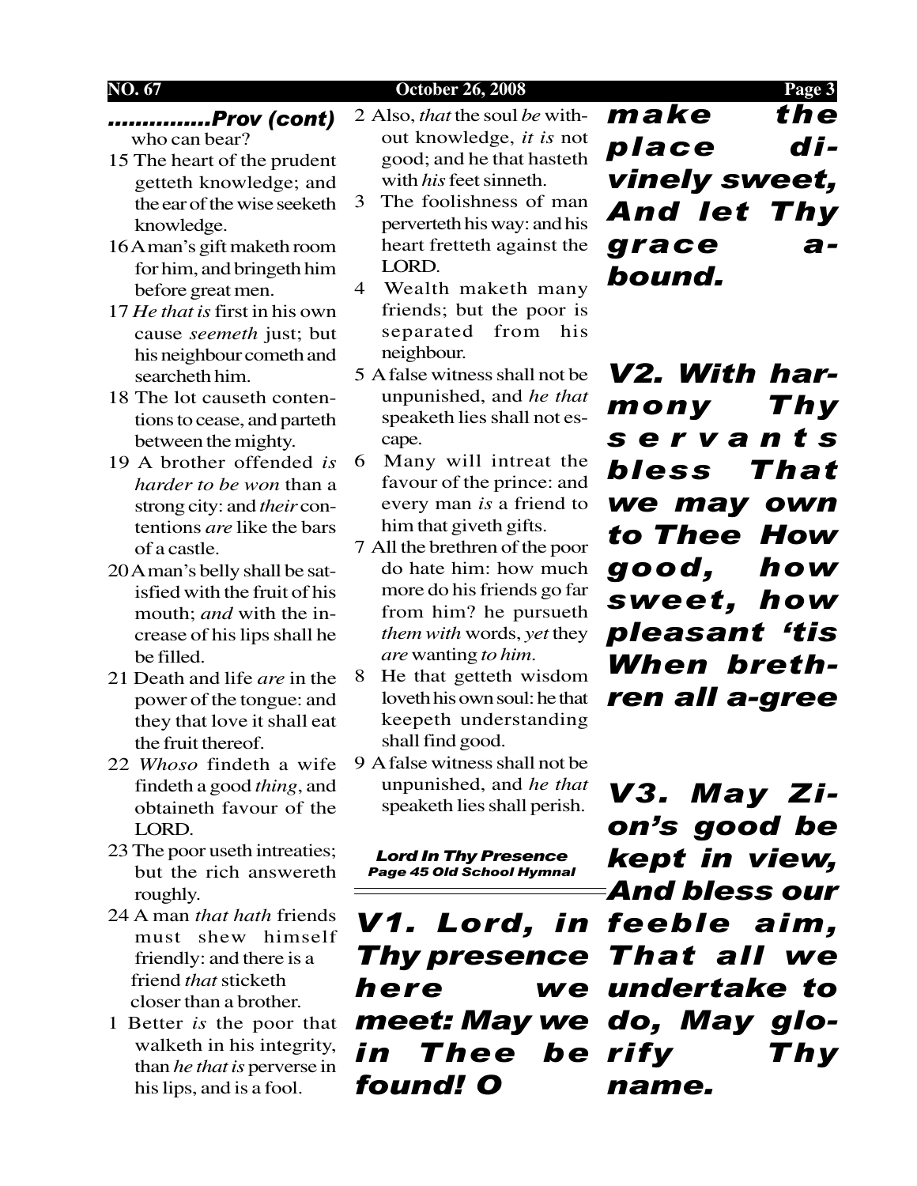## ..............Prov (cont)

who can bear?

15 The heart of the prudent getteth knowledge; and the ear of the wise seeketh knowledge.

16 A man's gift maketh room for him, and bringeth him before great men.

17 *He that is* first in his own cause *seemeth* just; but his neighbour cometh and searcheth him.

18 The lot causeth contentions to cease, and parteth between the mighty.

19 A brother offended *is harder to be won* than a strong city: and *their* contentions *are* like the bars of a castle.

20 A man's belly shall be satisfied with the fruit of his mouth; *and* with the increase of his lips shall he be filled.

21 Death and life *are* in the power of the tongue: and they that love it shall eat the fruit thereof.

22 *Whoso* findeth a wife findeth a good *thing*, and obtaineth favour of the LORD.

23 The poor useth intreaties; but the rich answereth roughly.

24 A man *that hath* friends must shew himself friendly: and there is a friend *that* sticketh closer than a brother.

1 Better *is* the poor that walketh in his integrity, than *he that is* perverse in his lips, and is a fool.

2 Also, *that* the soul *be* without knowledge, *it is* not good; and he that hasteth with *his* feet sinneth.

3 The foolishness of man perverteth his way: and his heart fretteth against the LORD.

4 Wealth maketh many friends; but the poor is separated from his neighbour.

5 A false witness shall not be unpunished, and *he that* speaketh lies shall not escape.

6 Many will intreat the favour of the prince: and every man *is* a friend to him that giveth gifts.

7 All the brethren of the poor do hate him: how much more do his friends go far from him? he pursueth *them with* words, *yet* they *are* wanting *to him*.

8 He that getteth wisdom loveth his own soul: he that keepeth understanding shall find good.

9 A false witness shall not be unpunished, and *he that* speaketh lies shall perish.

***Lord In Thy Presence***
***Page 45 Old School Hymnal***

---

***V1. Lord, in Thy presence here we meet: May we in Thee be found! O make the place divinely sweet, And let Thy grace abound.***

***V2. With harmony Thy servants bless That we may own to Thee How good, how sweet, how pleasant 'tis When brethren all a-gree***

***V3. May Zion's good be kept in view, And bless our feeble aim, That all we undertake to do, May glorify Thy name.***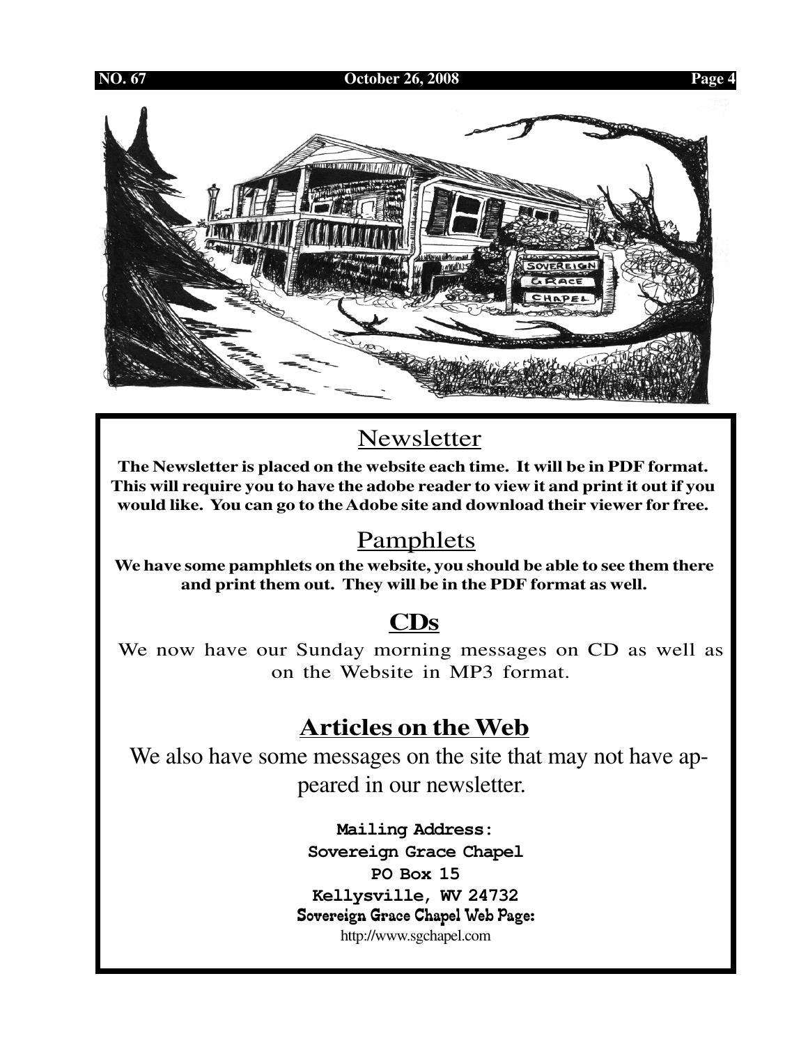## Newsletter

**The Newsletter is placed on the website each time. It will be in PDF format. This will require you to have the adobe reader to view it and print it out if you would like. You can go to the Adobe site and download their viewer for free.**

## Pamphlets

**We have some pamphlets on the website, you should be able to see them there and print them out. They will be in the PDF format as well.**

## CDs

We now have our Sunday morning messages on CD as well as on the Website in MP3 format.

## Articles on the Web

We also have some messages on the site that may not have appeared in our newsletter.

**Mailing Address:**
**Sovereign Grace Chapel**
**PO Box 15**
**Kellysville, WV 24732**
**Sovereign Grace Chapel Web Page:**
http://www.sgchapel.com